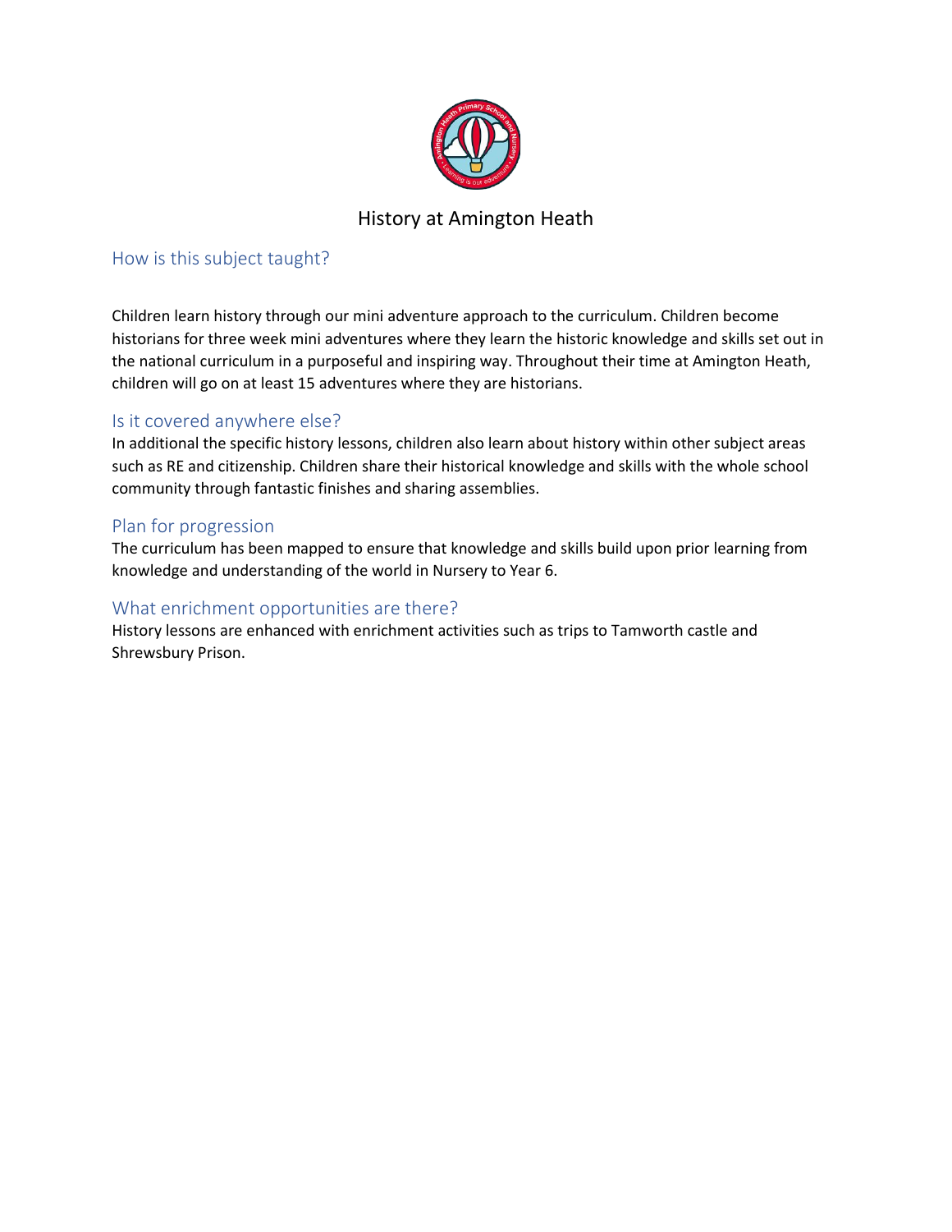# History at Amington Heath

## How is this subject taught?

Children learn history through our mini adventure approach to the curriculum. Children become historians for three week mini adventures where they learn the historic knowledge and skills set out in the national curriculum in a purposeful and inspiring way. Throughout their time at Amington Heath, children will go on at least 15 adventures where they are historians.

## Is it covered anywhere else?

In additional the specific history lessons, children also learn about history within other subject areas such as RE and citizenship. Children share their historical knowledge and skills with the whole school community through fantastic finishes and sharing assemblies.

## Plan for progression

The curriculum has been mapped to ensure that knowledge and skills build upon prior learning from knowledge and understanding of the world in Nursery to Year 6.

## What enrichment opportunities are there?

History lessons are enhanced with enrichment activities such as trips to Tamworth castle and Shrewsbury Prison.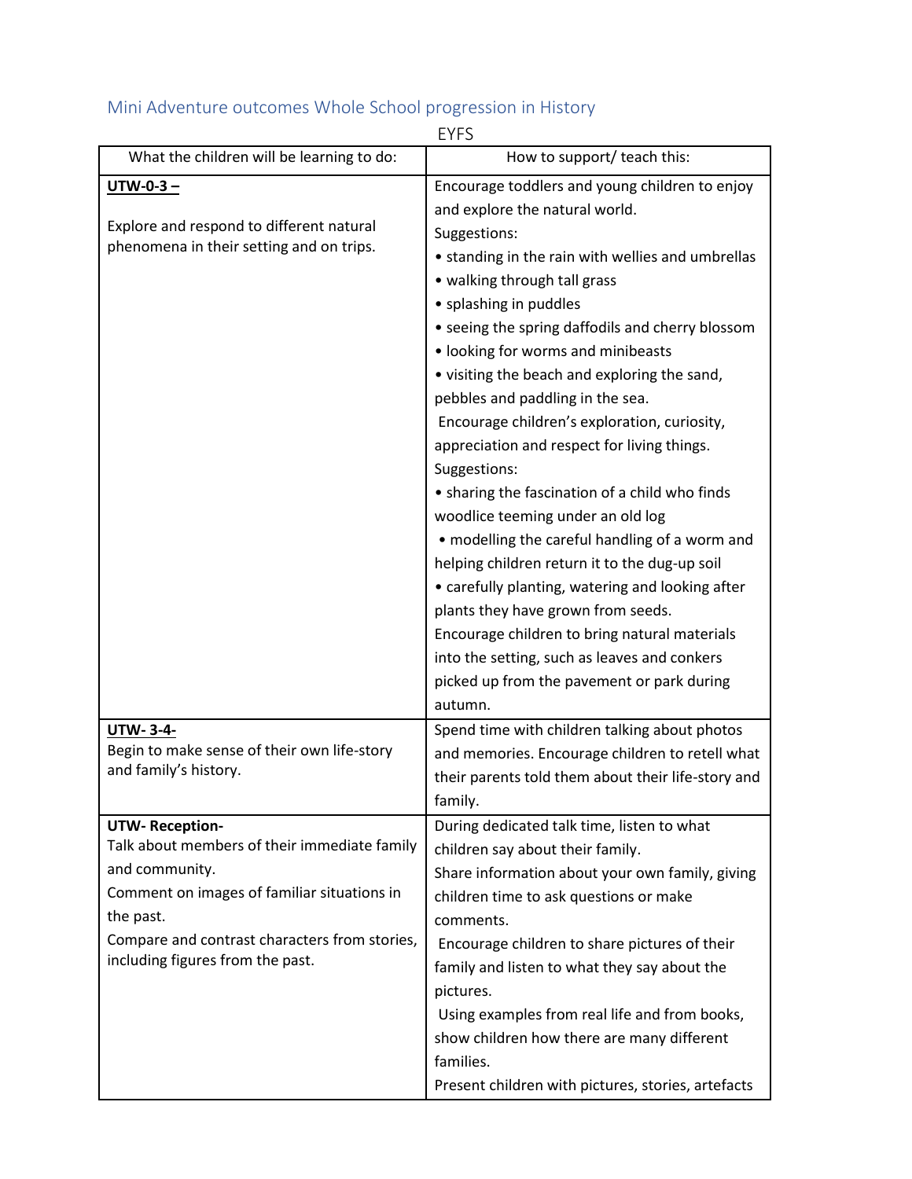## Mini Adventure outcomes Whole School progression in History

EYFS

| What the children will be learning to do: | How to support/ teach this: |
| --- | --- |
| **UTW-0-3 –**<br><br>Explore and respond to different natural phenomena in their setting and on trips. | Encourage toddlers and young children to enjoy and explore the natural world.<br>Suggestions:<br>• standing in the rain with wellies and umbrellas<br>• walking through tall grass<br>• splashing in puddles<br>• seeing the spring daffodils and cherry blossom<br>• looking for worms and minibeasts<br>• visiting the beach and exploring the sand, pebbles and paddling in the sea.<br>Encourage children's exploration, curiosity, appreciation and respect for living things.<br>Suggestions:<br>• sharing the fascination of a child who finds woodlice teeming under an old log<br>• modelling the careful handling of a worm and helping children return it to the dug-up soil<br>• carefully planting, watering and looking after plants they have grown from seeds.<br>Encourage children to bring natural materials into the setting, such as leaves and conkers picked up from the pavement or park during autumn. |
| **UTW- 3-4-**<br>Begin to make sense of their own life-story and family's history. | Spend time with children talking about photos and memories. Encourage children to retell what their parents told them about their life-story and family. |
| **UTW- Reception-**<br>Talk about members of their immediate family and community.<br>Comment on images of familiar situations in the past.<br>Compare and contrast characters from stories, including figures from the past. | During dedicated talk time, listen to what children say about their family.<br>Share information about your own family, giving children time to ask questions or make comments.<br>Encourage children to share pictures of their family and listen to what they say about the pictures.<br>Using examples from real life and from books, show children how there are many different families.<br>Present children with pictures, stories, artefacts |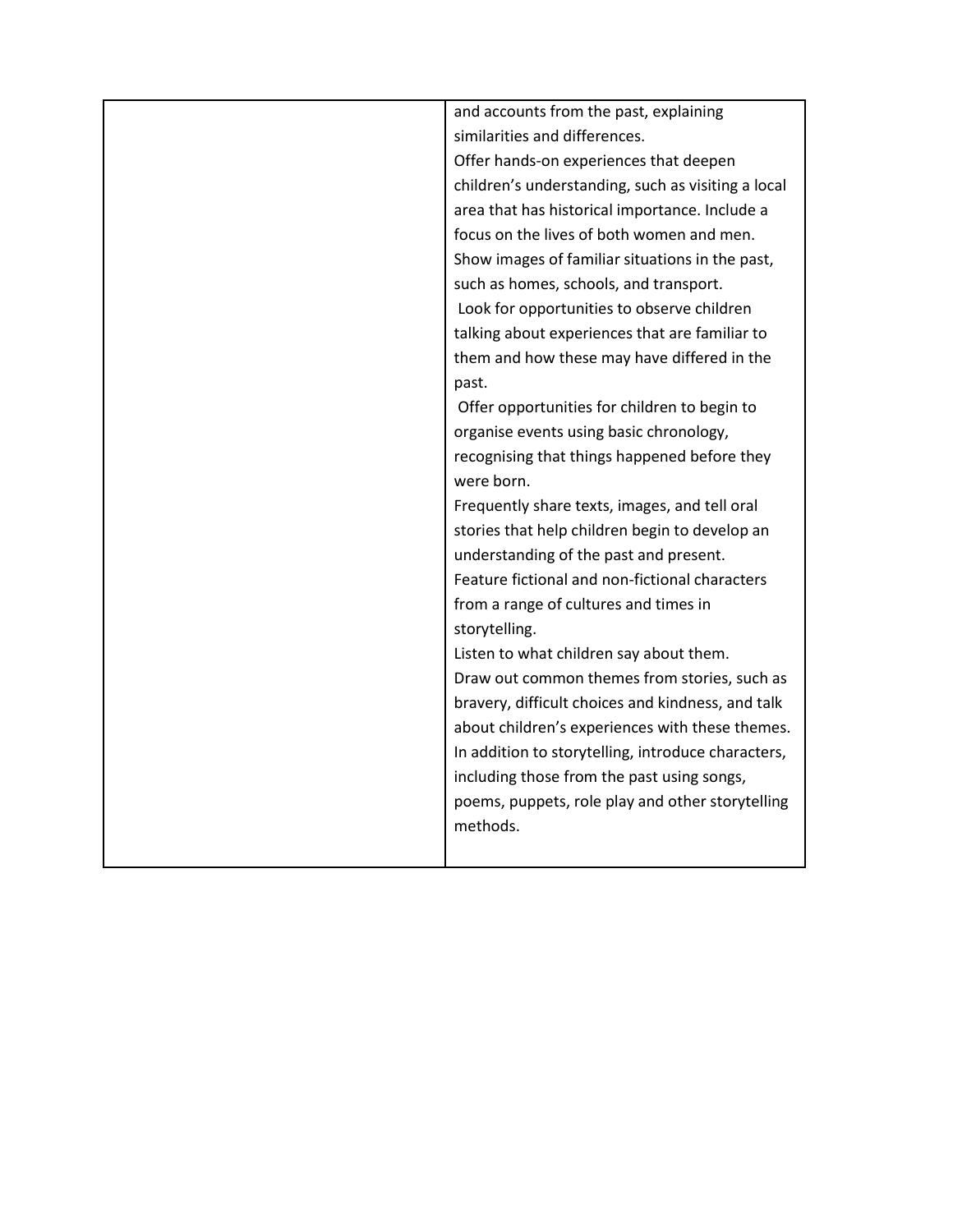|  |  |
| --- | --- |
|  | and accounts from the past, explaining similarities and differences.<br>Offer hands-on experiences that deepen children's understanding, such as visiting a local area that has historical importance. Include a focus on the lives of both women and men.<br>Show images of familiar situations in the past, such as homes, schools, and transport.<br>Look for opportunities to observe children talking about experiences that are familiar to them and how these may have differed in the past.<br>Offer opportunities for children to begin to organise events using basic chronology, recognising that things happened before they were born.<br>Frequently share texts, images, and tell oral stories that help children begin to develop an understanding of the past and present.<br>Feature fictional and non-fictional characters from a range of cultures and times in storytelling.<br>Listen to what children say about them.<br>Draw out common themes from stories, such as bravery, difficult choices and kindness, and talk about children's experiences with these themes.<br>In addition to storytelling, introduce characters, including those from the past using songs, poems, puppets, role play and other storytelling methods. |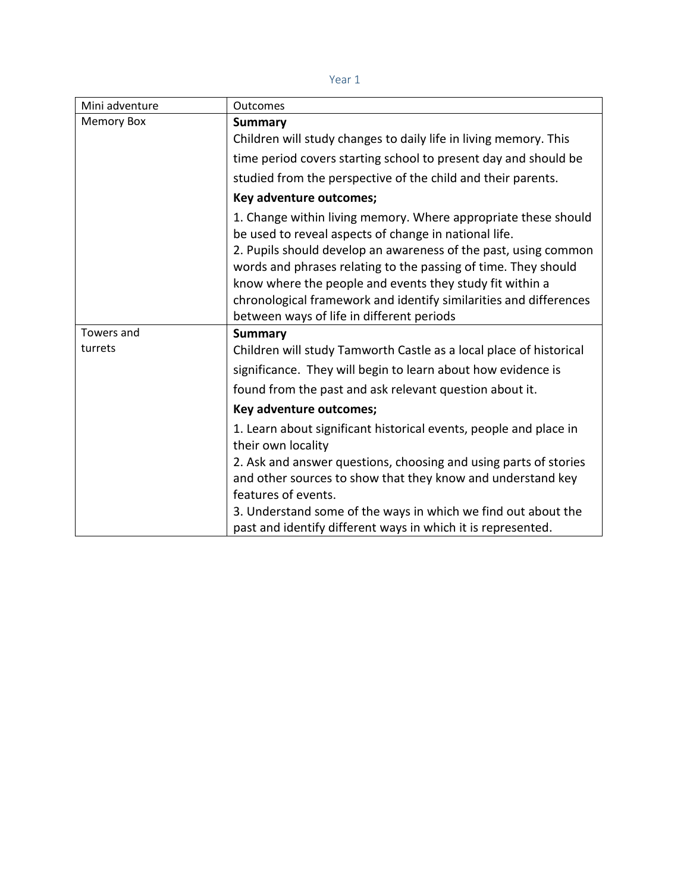Year 1

| Mini adventure | Outcomes |
| --- | --- |
| Memory Box | **Summary**<br>Children will study changes to daily life in living memory. This time period covers starting school to present day and should be studied from the perspective of the child and their parents.<br>**Key adventure outcomes;**<br>1. Change within living memory. Where appropriate these should be used to reveal aspects of change in national life.<br>2. Pupils should develop an awareness of the past, using common words and phrases relating to the passing of time. They should know where the people and events they study fit within a chronological framework and identify similarities and differences between ways of life in different periods |
| Towers and turrets | **Summary**<br>Children will study Tamworth Castle as a local place of historical significance. They will begin to learn about how evidence is found from the past and ask relevant question about it.<br>**Key adventure outcomes;**<br>1. Learn about significant historical events, people and place in their own locality<br>2. Ask and answer questions, choosing and using parts of stories and other sources to show that they know and understand key features of events.<br>3. Understand some of the ways in which we find out about the past and identify different ways in which it is represented. |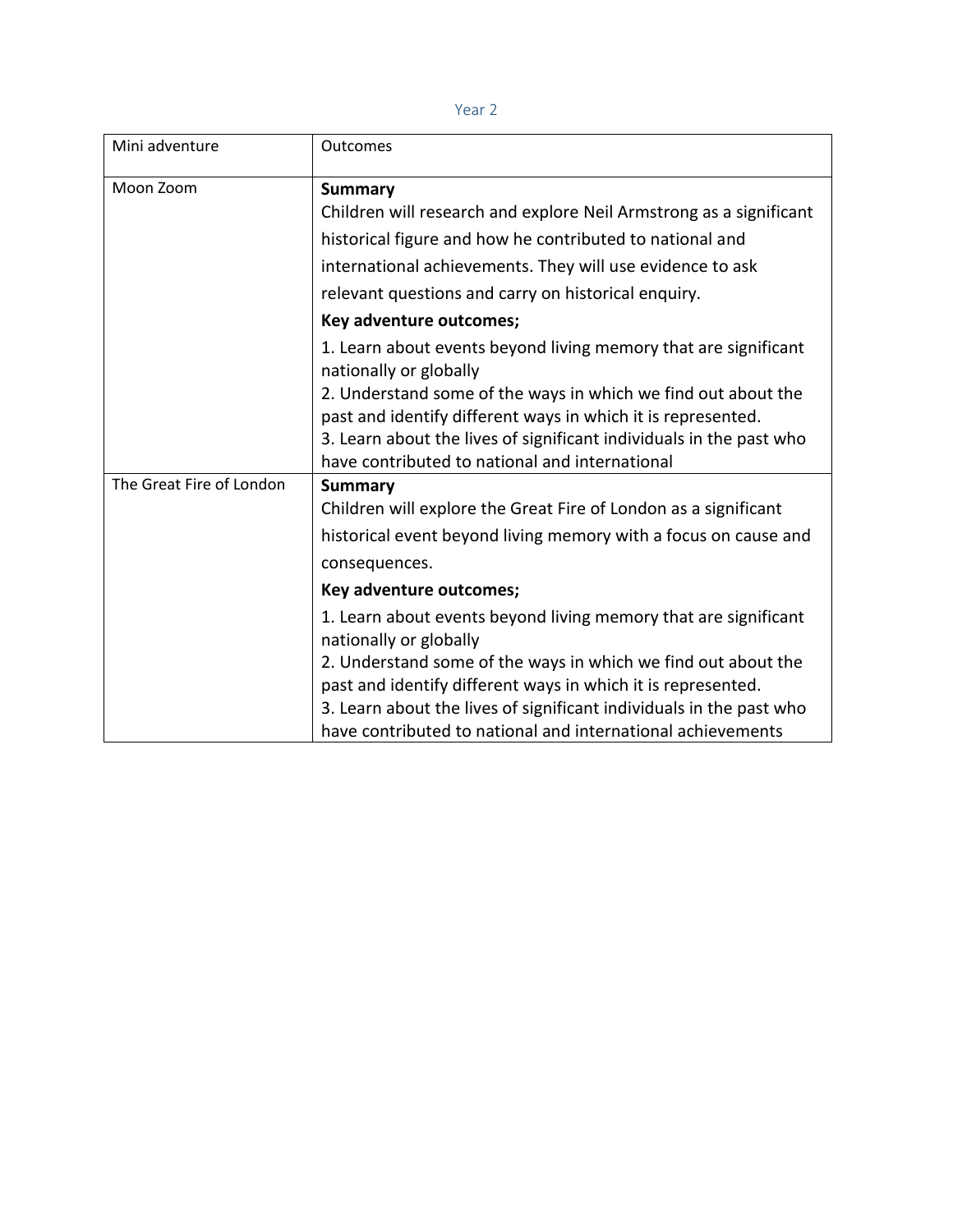Year 2

| Mini adventure | Outcomes |
| --- | --- |
| Moon Zoom | **Summary**<br>Children will research and explore Neil Armstrong as a significant historical figure and how he contributed to national and international achievements. They will use evidence to ask relevant questions and carry on historical enquiry.<br>**Key adventure outcomes;**<br>1. Learn about events beyond living memory that are significant nationally or globally<br>2. Understand some of the ways in which we find out about the past and identify different ways in which it is represented.<br>3. Learn about the lives of significant individuals in the past who have contributed to national and international |
| The Great Fire of London | **Summary**<br>Children will explore the Great Fire of London as a significant historical event beyond living memory with a focus on cause and consequences.<br>**Key adventure outcomes;**<br>1. Learn about events beyond living memory that are significant nationally or globally<br>2. Understand some of the ways in which we find out about the past and identify different ways in which it is represented.<br>3. Learn about the lives of significant individuals in the past who have contributed to national and international achievements |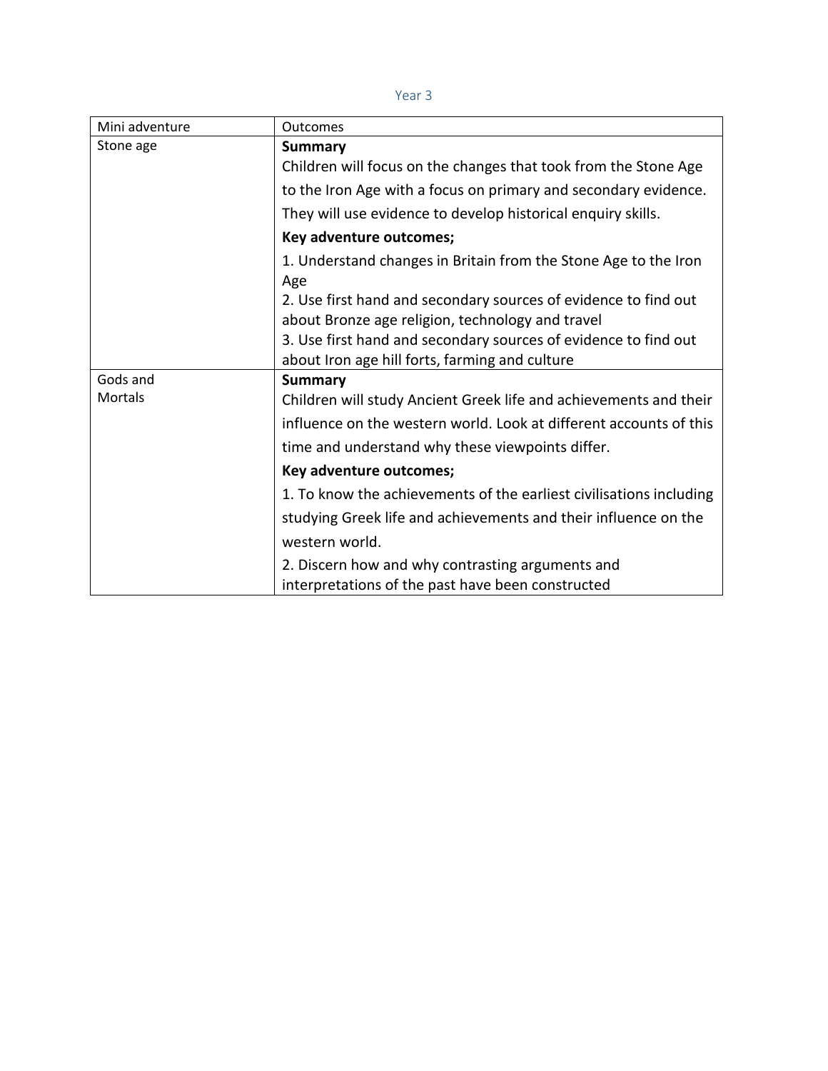Year 3

| Mini adventure | Outcomes |
| --- | --- |
| Stone age | **Summary**<br>Children will focus on the changes that took from the Stone Age to the Iron Age with a focus on primary and secondary evidence. They will use evidence to develop historical enquiry skills.<br>**Key adventure outcomes;**<br>1. Understand changes in Britain from the Stone Age to the Iron Age<br>2. Use first hand and secondary sources of evidence to find out about Bronze age religion, technology and travel<br>3. Use first hand and secondary sources of evidence to find out about Iron age hill forts, farming and culture |
| Gods and Mortals | **Summary**<br>Children will study Ancient Greek life and achievements and their influence on the western world. Look at different accounts of this time and understand why these viewpoints differ.<br>**Key adventure outcomes;**<br>1. To know the achievements of the earliest civilisations including studying Greek life and achievements and their influence on the western world.<br>2. Discern how and why contrasting arguments and interpretations of the past have been constructed |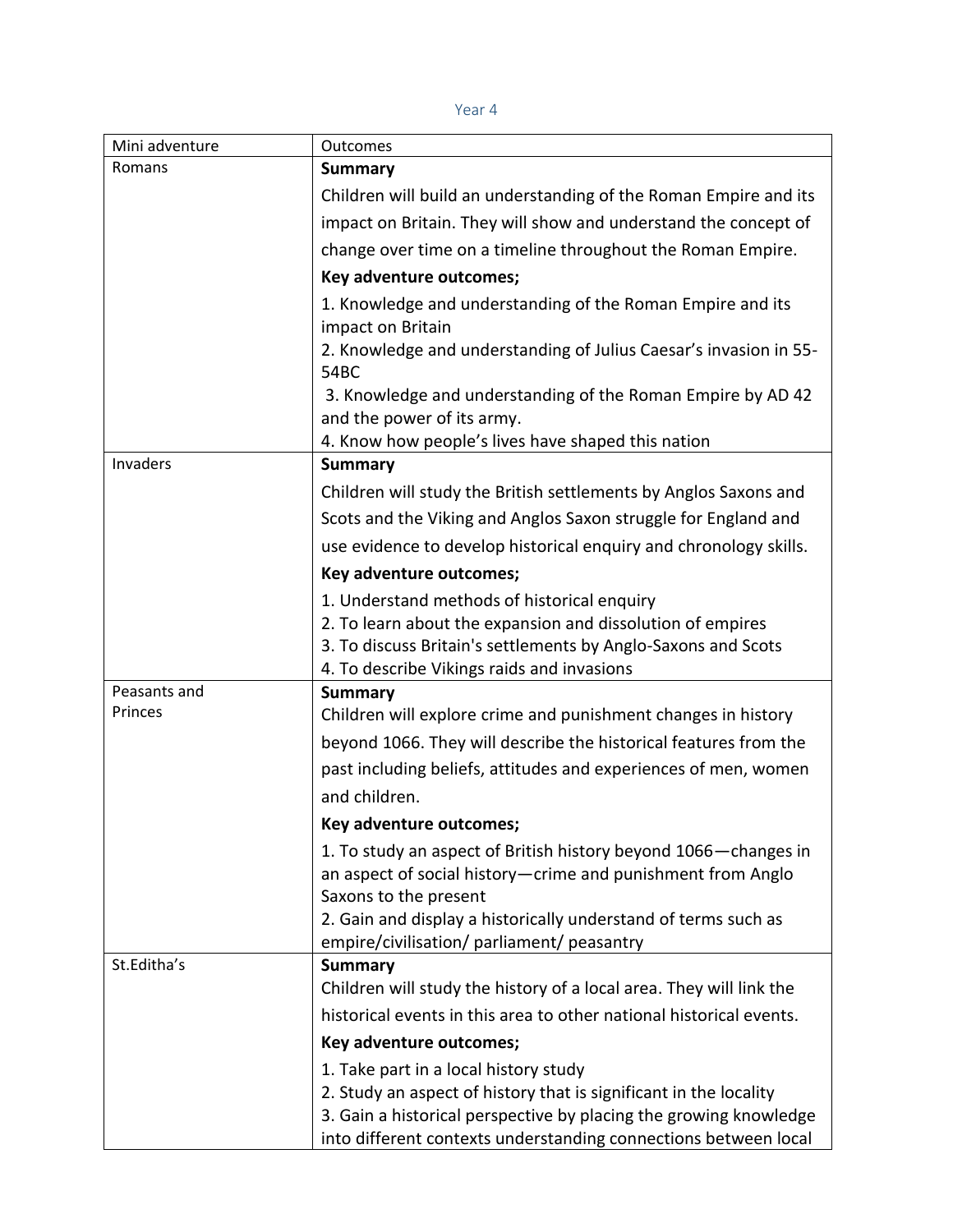Year 4

| Mini adventure | Outcomes |
| --- | --- |
| Romans | **Summary**<br>Children will build an understanding of the Roman Empire and its impact on Britain. They will show and understand the concept of change over time on a timeline throughout the Roman Empire.<br>**Key adventure outcomes;**<br>1. Knowledge and understanding of the Roman Empire and its impact on Britain<br>2. Knowledge and understanding of Julius Caesar's invasion in 55-54BC<br>3. Knowledge and understanding of the Roman Empire by AD 42 and the power of its army.<br>4. Know how people's lives have shaped this nation |
| Invaders | **Summary**<br>Children will study the British settlements by Anglos Saxons and Scots and the Viking and Anglos Saxon struggle for England and use evidence to develop historical enquiry and chronology skills.<br>**Key adventure outcomes;**<br>1. Understand methods of historical enquiry<br>2. To learn about the expansion and dissolution of empires<br>3. To discuss Britain's settlements by Anglo-Saxons and Scots<br>4. To describe Vikings raids and invasions |
| Peasants and Princes | **Summary**<br>Children will explore crime and punishment changes in history beyond 1066. They will describe the historical features from the past including beliefs, attitudes and experiences of men, women and children.<br>**Key adventure outcomes;**<br>1. To study an aspect of British history beyond 1066—changes in an aspect of social history—crime and punishment from Anglo Saxons to the present<br>2. Gain and display a historically understand of terms such as empire/civilisation/ parliament/ peasantry |
| St.Editha's | **Summary**<br>Children will study the history of a local area. They will link the historical events in this area to other national historical events.<br>**Key adventure outcomes;**<br>1. Take part in a local history study<br>2. Study an aspect of history that is significant in the locality<br>3. Gain a historical perspective by placing the growing knowledge into different contexts understanding connections between local |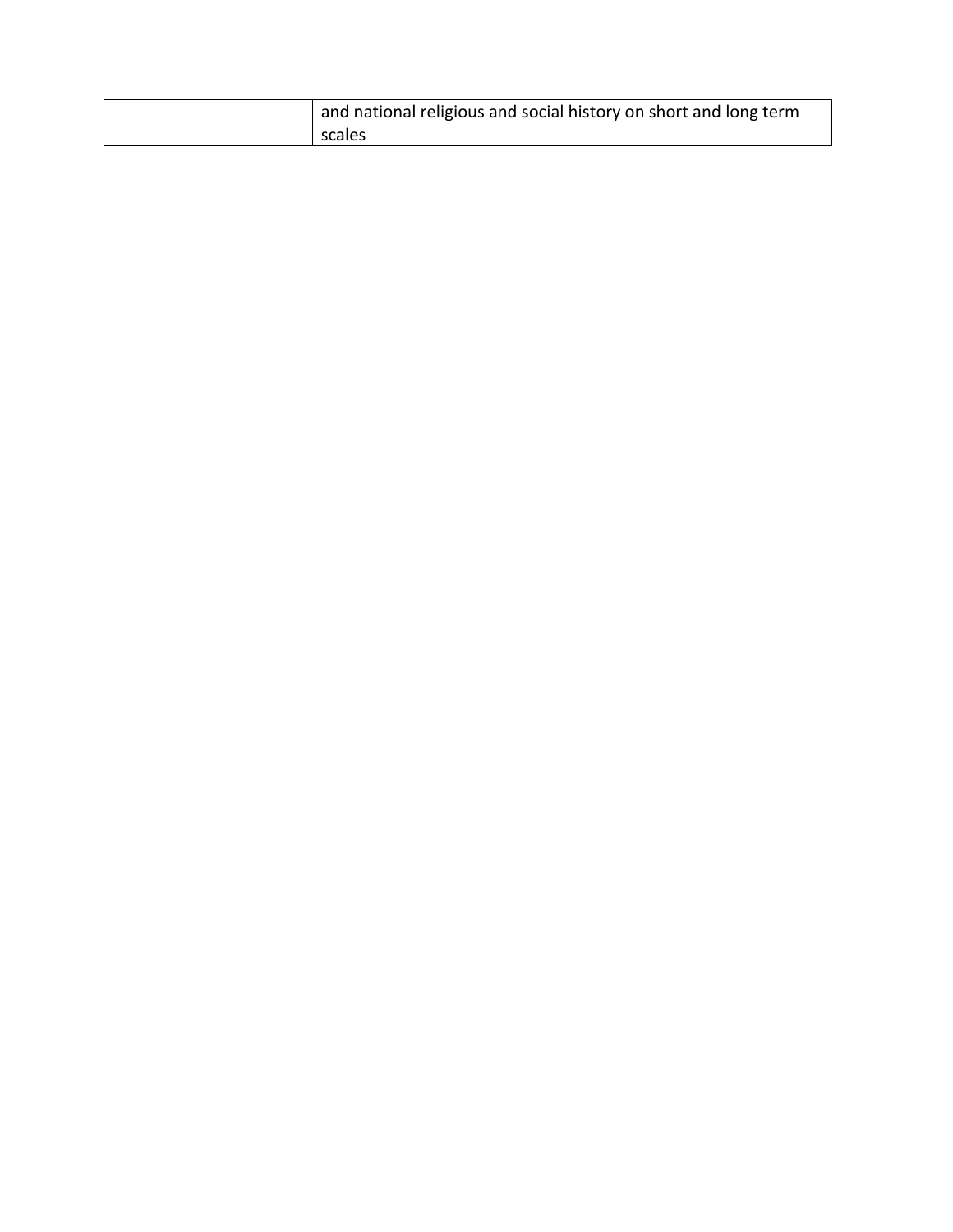| | |
|---|---|
| | and national religious and social history on short and long term scales |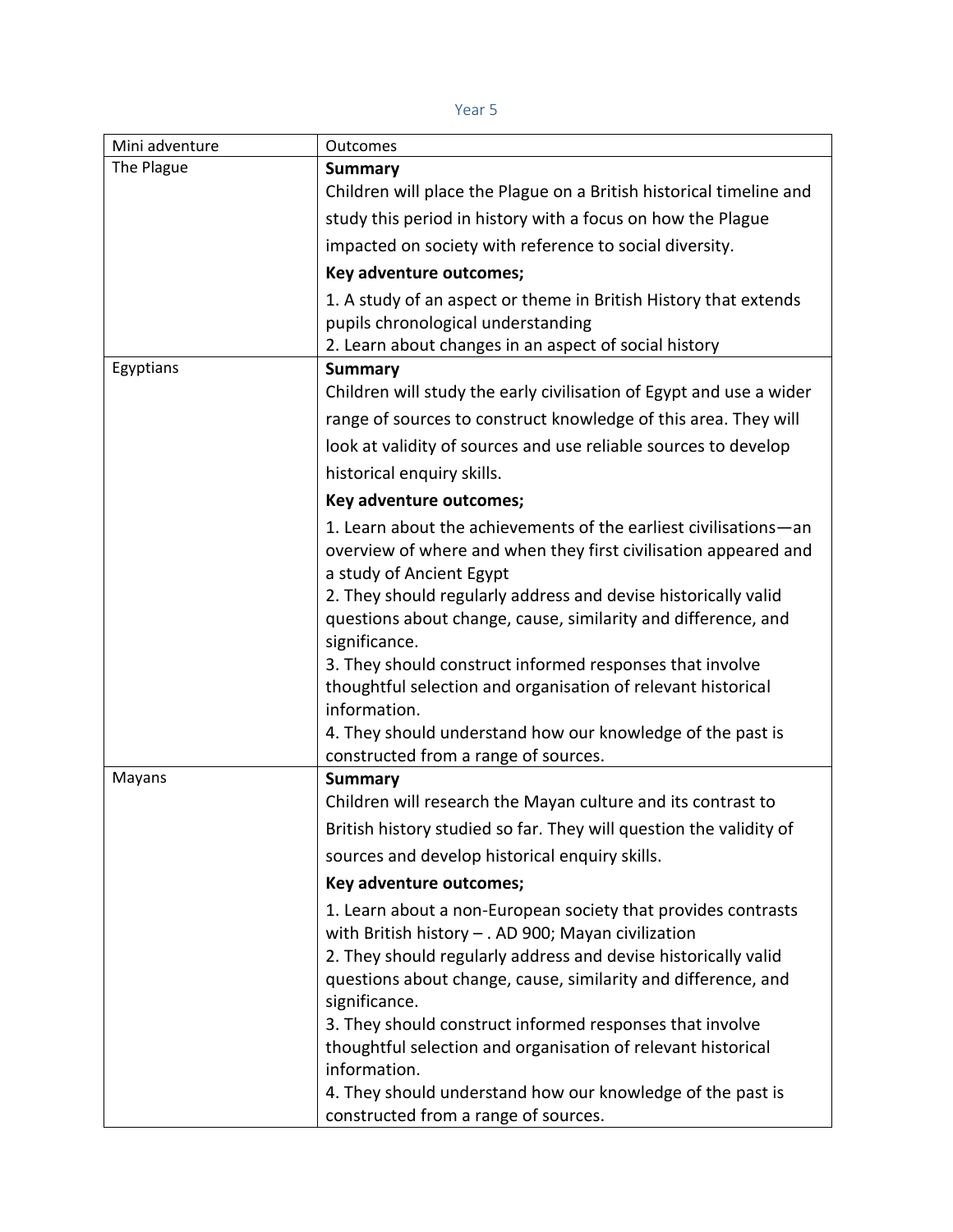Year 5

| Mini adventure | Outcomes |
|---|---|
| The Plague | **Summary**<br>Children will place the Plague on a British historical timeline and study this period in history with a focus on how the Plague impacted on society with reference to social diversity.<br>**Key adventure outcomes;**<br>1. A study of an aspect or theme in British History that extends pupils chronological understanding<br>2. Learn about changes in an aspect of social history |
| Egyptians | **Summary**<br>Children will study the early civilisation of Egypt and use a wider range of sources to construct knowledge of this area. They will look at validity of sources and use reliable sources to develop historical enquiry skills.<br>**Key adventure outcomes;**<br>1. Learn about the achievements of the earliest civilisations—an overview of where and when they first civilisation appeared and a study of Ancient Egypt<br>2. They should regularly address and devise historically valid questions about change, cause, similarity and difference, and significance.<br>3. They should construct informed responses that involve thoughtful selection and organisation of relevant historical information.<br>4. They should understand how our knowledge of the past is constructed from a range of sources. |
| Mayans | **Summary**<br>Children will research the Mayan culture and its contrast to British history studied so far. They will question the validity of sources and develop historical enquiry skills.<br>**Key adventure outcomes;**<br>1. Learn about a non-European society that provides contrasts with British history – . AD 900; Mayan civilization<br>2. They should regularly address and devise historically valid questions about change, cause, similarity and difference, and significance.<br>3. They should construct informed responses that involve thoughtful selection and organisation of relevant historical information.<br>4. They should understand how our knowledge of the past is constructed from a range of sources. |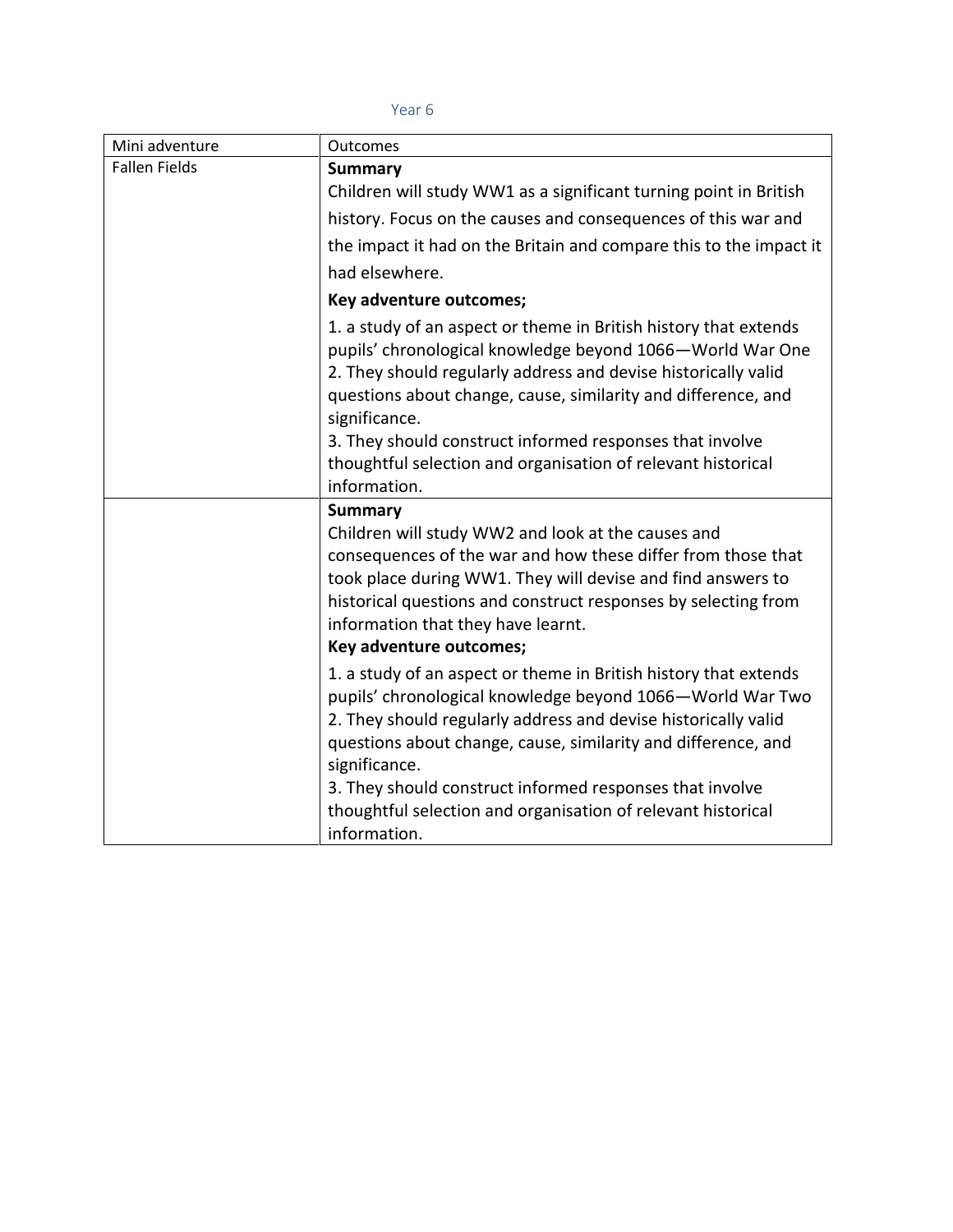Year 6

| Mini adventure | Outcomes |
| --- | --- |
| Fallen Fields | **Summary**<br>Children will study WW1 as a significant turning point in British history. Focus on the causes and consequences of this war and the impact it had on the Britain and compare this to the impact it had elsewhere.<br>**Key adventure outcomes;**<br>1. a study of an aspect or theme in British history that extends pupils' chronological knowledge beyond 1066—World War One<br>2. They should regularly address and devise historically valid questions about change, cause, similarity and difference, and significance.<br>3. They should construct informed responses that involve thoughtful selection and organisation of relevant historical information. |
| | **Summary**<br>Children will study WW2 and look at the causes and consequences of the war and how these differ from those that took place during WW1. They will devise and find answers to historical questions and construct responses by selecting from information that they have learnt.<br>**Key adventure outcomes;**<br>1. a study of an aspect or theme in British history that extends pupils' chronological knowledge beyond 1066—World War Two<br>2. They should regularly address and devise historically valid questions about change, cause, similarity and difference, and significance.<br>3. They should construct informed responses that involve thoughtful selection and organisation of relevant historical information. |